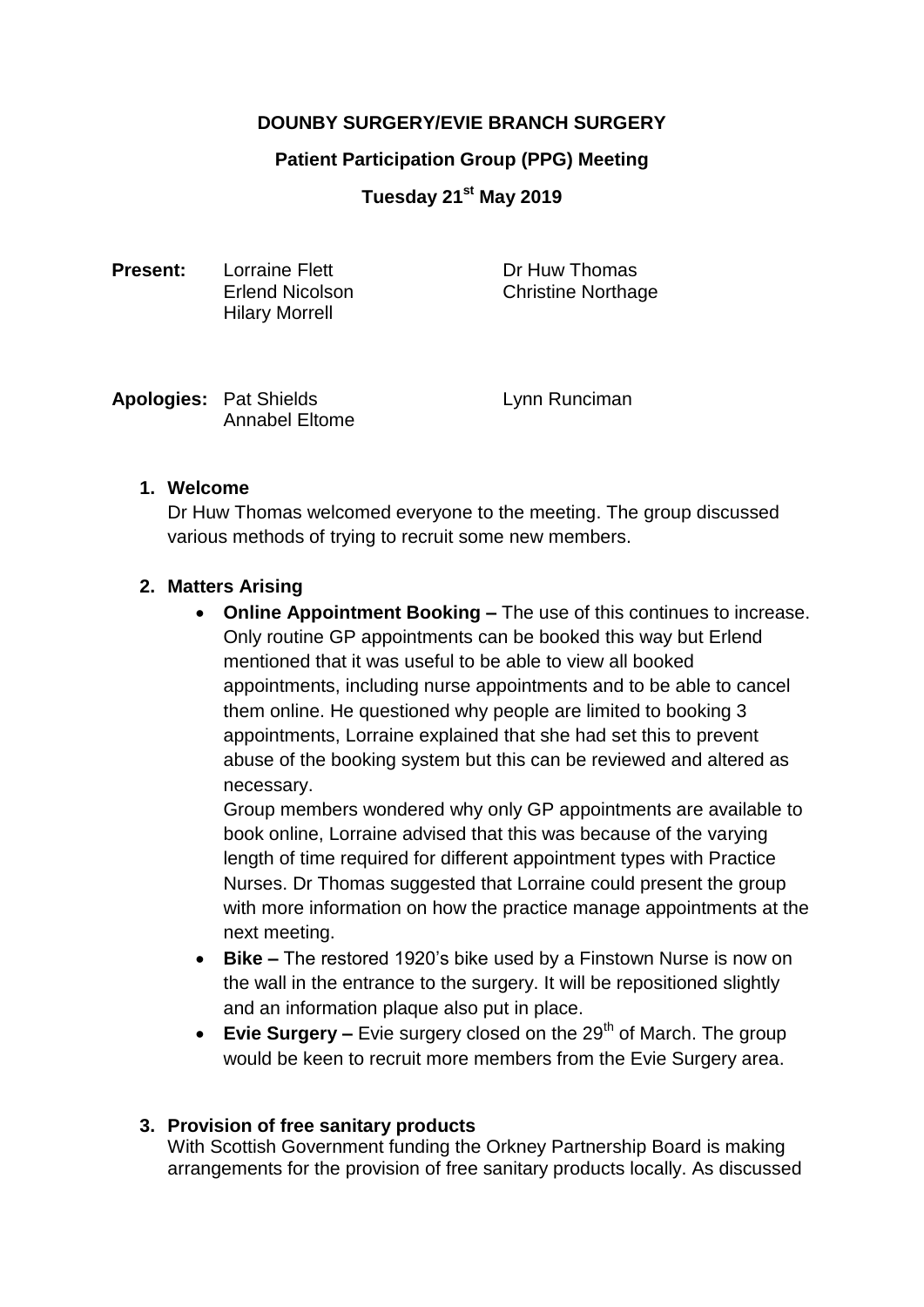**DOUNBY SURGERY/EVIE BRANCH SURGERY**

**Patient Participation Group (PPG) Meeting**

**Tuesday 21st May 2019**

**Present:** Lorraine Flett, Erlend Nicolson, Hilary Morrell, Dr Huw Thomas, Christine Northage

**Apologies:** Pat Shields, Annabel Eltome, Lynn Runciman

1. **Welcome**
   Dr Huw Thomas welcomed everyone to the meeting. The group discussed various methods of trying to recruit some new members.

2. **Matters Arising**
   - **Online Appointment Booking –** The use of this continues to increase. Only routine GP appointments can be booked this way but Erlend mentioned that it was useful to be able to view all booked appointments, including nurse appointments and to be able to cancel them online. He questioned why people are limited to booking 3 appointments, Lorraine explained that she had set this to prevent abuse of the booking system but this can be reviewed and altered as necessary.
     Group members wondered why only GP appointments are available to book online, Lorraine advised that this was because of the varying length of time required for different appointment types with Practice Nurses. Dr Thomas suggested that Lorraine could present the group with more information on how the practice manage appointments at the next meeting.
   - **Bike –** The restored 1920's bike used by a Finstown Nurse is now on the wall in the entrance to the surgery. It will be repositioned slightly and an information plaque also put in place.
   - **Evie Surgery –** Evie surgery closed on the 29th of March. The group would be keen to recruit more members from the Evie Surgery area.

3. **Provision of free sanitary products**
   With Scottish Government funding the Orkney Partnership Board is making arrangements for the provision of free sanitary products locally. As discussed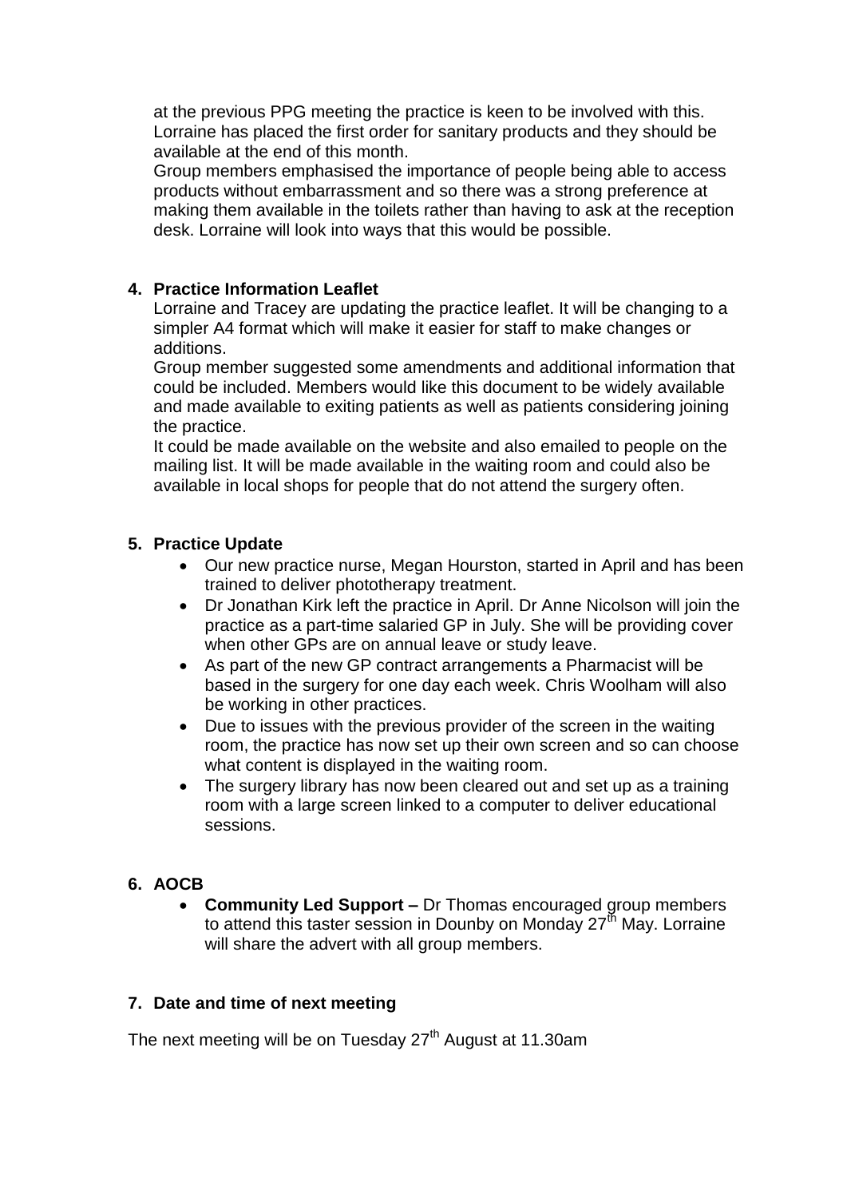at the previous PPG meeting the practice is keen to be involved with this. Lorraine has placed the first order for sanitary products and they should be available at the end of this month.

Group members emphasised the importance of people being able to access products without embarrassment and so there was a strong preference at making them available in the toilets rather than having to ask at the reception desk. Lorraine will look into ways that this would be possible.

## 4. Practice Information Leaflet

Lorraine and Tracey are updating the practice leaflet. It will be changing to a simpler A4 format which will make it easier for staff to make changes or additions.

Group member suggested some amendments and additional information that could be included. Members would like this document to be widely available and made available to exiting patients as well as patients considering joining the practice.

It could be made available on the website and also emailed to people on the mailing list. It will be made available in the waiting room and could also be available in local shops for people that do not attend the surgery often.

## 5. Practice Update

- Our new practice nurse, Megan Hourston, started in April and has been trained to deliver phototherapy treatment.
- Dr Jonathan Kirk left the practice in April. Dr Anne Nicolson will join the practice as a part-time salaried GP in July. She will be providing cover when other GPs are on annual leave or study leave.
- As part of the new GP contract arrangements a Pharmacist will be based in the surgery for one day each week. Chris Woolham will also be working in other practices.
- Due to issues with the previous provider of the screen in the waiting room, the practice has now set up their own screen and so can choose what content is displayed in the waiting room.
- The surgery library has now been cleared out and set up as a training room with a large screen linked to a computer to deliver educational sessions.

## 6. AOCB

- **Community Led Support –** Dr Thomas encouraged group members to attend this taster session in Dounby on Monday 27th May. Lorraine will share the advert with all group members.

## 7. Date and time of next meeting

The next meeting will be on Tuesday 27th August at 11.30am